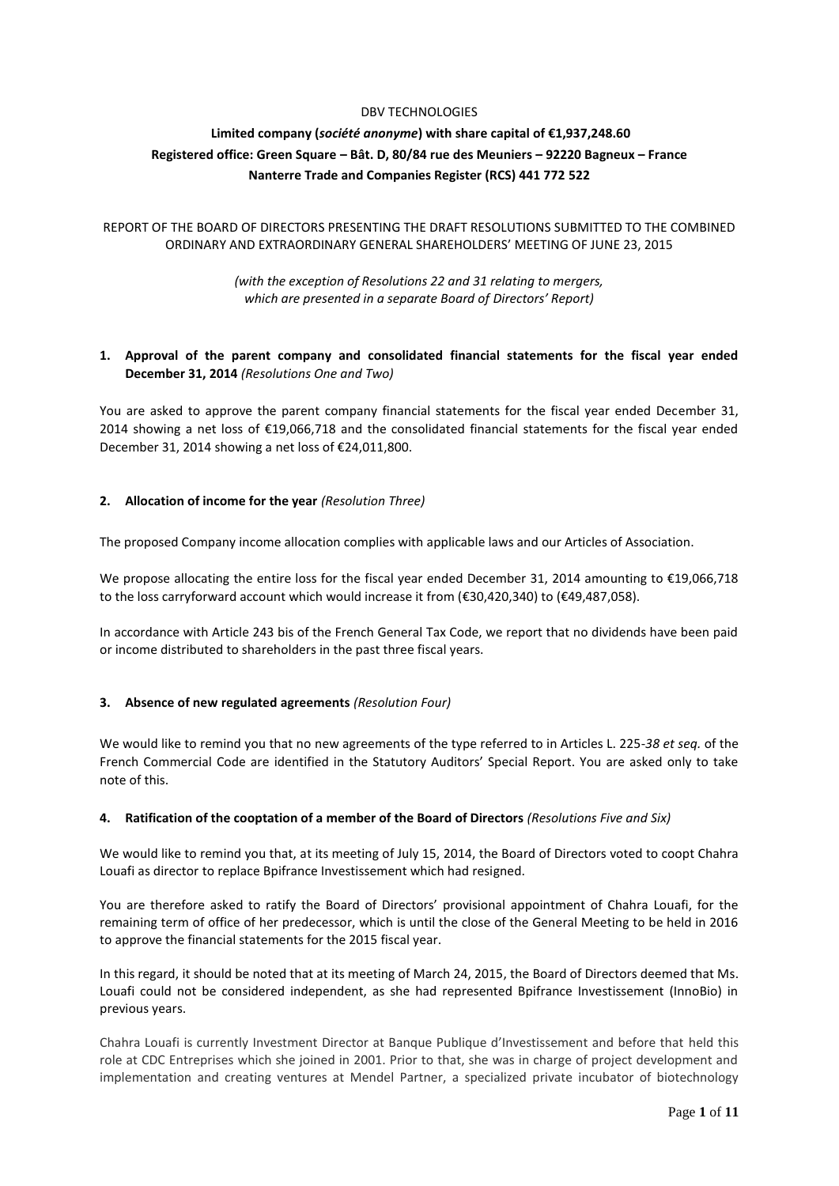DBV TECHNOLOGIES

**Limited company (*société anonyme*) with share capital of €1,937,248.60**
**Registered office: Green Square – Bât. D, 80/84 rue des Meuniers – 92220 Bagneux – France**
**Nanterre Trade and Companies Register (RCS) 441 772 522**

REPORT OF THE BOARD OF DIRECTORS PRESENTING THE DRAFT RESOLUTIONS SUBMITTED TO THE COMBINED ORDINARY AND EXTRAORDINARY GENERAL SHAREHOLDERS' MEETING OF JUNE 23, 2015

*(with the exception of Resolutions 22 and 31 relating to mergers, which are presented in a separate Board of Directors' Report)*

## 1. Approval of the parent company and consolidated financial statements for the fiscal year ended December 31, 2014 *(Resolutions One and Two)*

You are asked to approve the parent company financial statements for the fiscal year ended December 31, 2014 showing a net loss of €19,066,718 and the consolidated financial statements for the fiscal year ended December 31, 2014 showing a net loss of €24,011,800.

## 2. Allocation of income for the year *(Resolution Three)*

The proposed Company income allocation complies with applicable laws and our Articles of Association.

We propose allocating the entire loss for the fiscal year ended December 31, 2014 amounting to €19,066,718 to the loss carryforward account which would increase it from (€30,420,340) to (€49,487,058).

In accordance with Article 243 bis of the French General Tax Code, we report that no dividends have been paid or income distributed to shareholders in the past three fiscal years.

## 3. Absence of new regulated agreements *(Resolution Four)*

We would like to remind you that no new agreements of the type referred to in Articles L. 225-*38 et seq.* of the French Commercial Code are identified in the Statutory Auditors' Special Report. You are asked only to take note of this.

## 4. Ratification of the cooptation of a member of the Board of Directors *(Resolutions Five and Six)*

We would like to remind you that, at its meeting of July 15, 2014, the Board of Directors voted to coopt Chahra Louafi as director to replace Bpifrance Investissement which had resigned.

You are therefore asked to ratify the Board of Directors' provisional appointment of Chahra Louafi, for the remaining term of office of her predecessor, which is until the close of the General Meeting to be held in 2016 to approve the financial statements for the 2015 fiscal year.

In this regard, it should be noted that at its meeting of March 24, 2015, the Board of Directors deemed that Ms. Louafi could not be considered independent, as she had represented Bpifrance Investissement (InnoBio) in previous years.

Chahra Louafi is currently Investment Director at Banque Publique d'Investissement and before that held this role at CDC Entreprises which she joined in 2001. Prior to that, she was in charge of project development and implementation and creating ventures at Mendel Partner, a specialized private incubator of biotechnology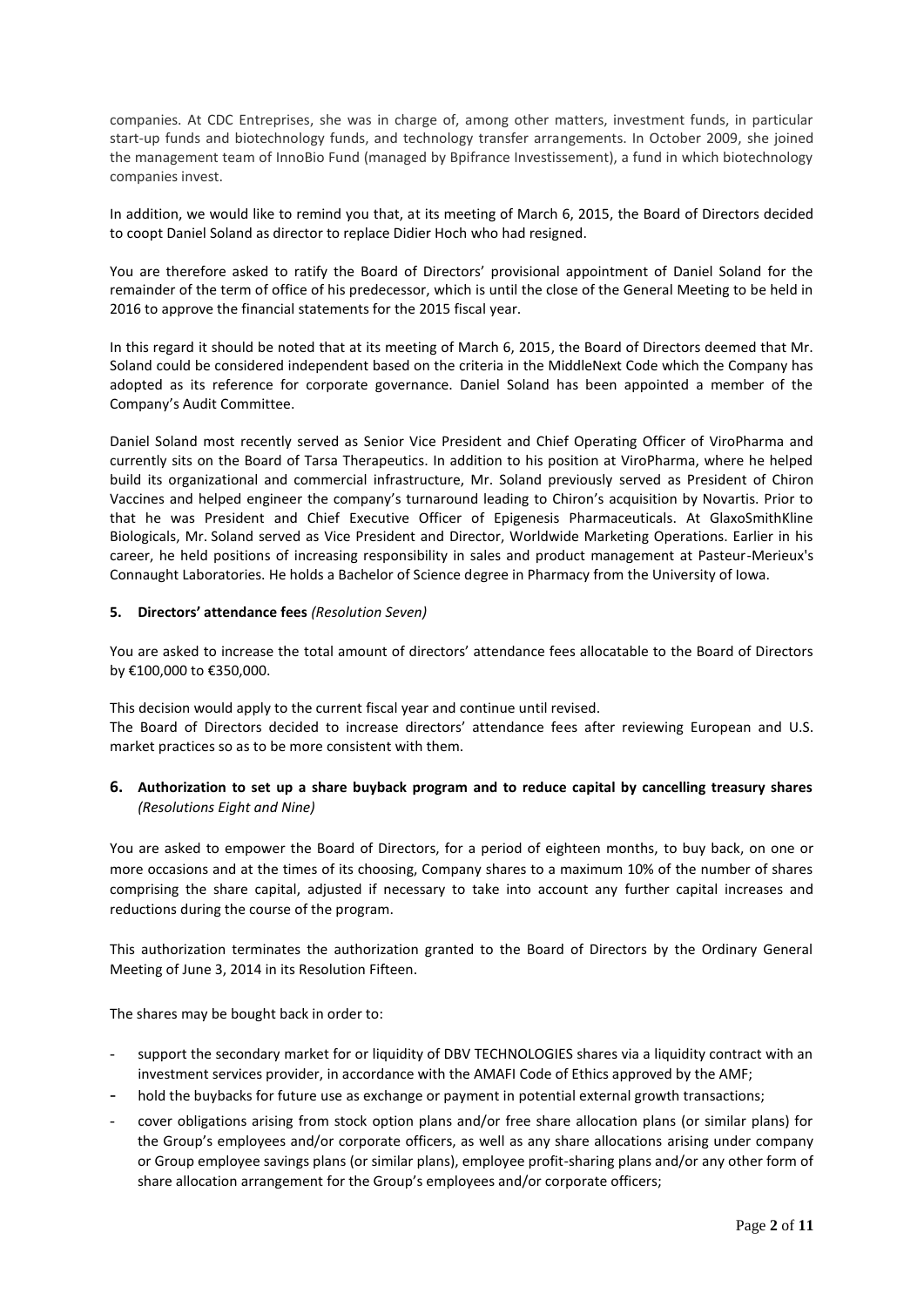companies. At CDC Entreprises, she was in charge of, among other matters, investment funds, in particular start-up funds and biotechnology funds, and technology transfer arrangements. In October 2009, she joined the management team of InnoBio Fund (managed by Bpifrance Investissement), a fund in which biotechnology companies invest.

In addition, we would like to remind you that, at its meeting of March 6, 2015, the Board of Directors decided to coopt Daniel Soland as director to replace Didier Hoch who had resigned.

You are therefore asked to ratify the Board of Directors' provisional appointment of Daniel Soland for the remainder of the term of office of his predecessor, which is until the close of the General Meeting to be held in 2016 to approve the financial statements for the 2015 fiscal year.

In this regard it should be noted that at its meeting of March 6, 2015, the Board of Directors deemed that Mr. Soland could be considered independent based on the criteria in the MiddleNext Code which the Company has adopted as its reference for corporate governance. Daniel Soland has been appointed a member of the Company's Audit Committee.

Daniel Soland most recently served as Senior Vice President and Chief Operating Officer of ViroPharma and currently sits on the Board of Tarsa Therapeutics. In addition to his position at ViroPharma, where he helped build its organizational and commercial infrastructure, Mr. Soland previously served as President of Chiron Vaccines and helped engineer the company's turnaround leading to Chiron's acquisition by Novartis. Prior to that he was President and Chief Executive Officer of Epigenesis Pharmaceuticals. At GlaxoSmithKline Biologicals, Mr. Soland served as Vice President and Director, Worldwide Marketing Operations. Earlier in his career, he held positions of increasing responsibility in sales and product management at Pasteur-Merieux's Connaught Laboratories. He holds a Bachelor of Science degree in Pharmacy from the University of Iowa.

## 5. Directors' attendance fees *(Resolution Seven)*

You are asked to increase the total amount of directors' attendance fees allocatable to the Board of Directors by €100,000 to €350,000.

This decision would apply to the current fiscal year and continue until revised.
The Board of Directors decided to increase directors' attendance fees after reviewing European and U.S. market practices so as to be more consistent with them.

## 6. Authorization to set up a share buyback program and to reduce capital by cancelling treasury shares *(Resolutions Eight and Nine)*

You are asked to empower the Board of Directors, for a period of eighteen months, to buy back, on one or more occasions and at the times of its choosing, Company shares to a maximum 10% of the number of shares comprising the share capital, adjusted if necessary to take into account any further capital increases and reductions during the course of the program.

This authorization terminates the authorization granted to the Board of Directors by the Ordinary General Meeting of June 3, 2014 in its Resolution Fifteen.

The shares may be bought back in order to:

- support the secondary market for or liquidity of DBV TECHNOLOGIES shares via a liquidity contract with an investment services provider, in accordance with the AMAFI Code of Ethics approved by the AMF;
- hold the buybacks for future use as exchange or payment in potential external growth transactions;
- cover obligations arising from stock option plans and/or free share allocation plans (or similar plans) for the Group's employees and/or corporate officers, as well as any share allocations arising under company or Group employee savings plans (or similar plans), employee profit-sharing plans and/or any other form of share allocation arrangement for the Group's employees and/or corporate officers;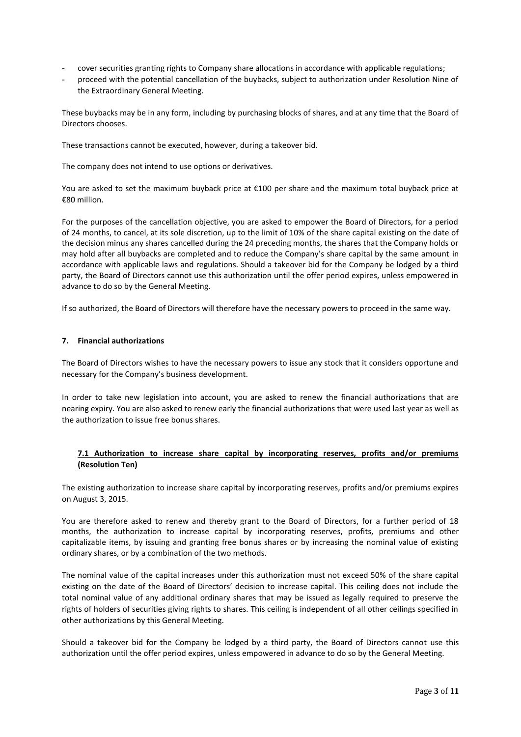- cover securities granting rights to Company share allocations in accordance with applicable regulations;
- proceed with the potential cancellation of the buybacks, subject to authorization under Resolution Nine of the Extraordinary General Meeting.

These buybacks may be in any form, including by purchasing blocks of shares, and at any time that the Board of Directors chooses.

These transactions cannot be executed, however, during a takeover bid.

The company does not intend to use options or derivatives.

You are asked to set the maximum buyback price at €100 per share and the maximum total buyback price at €80 million.

For the purposes of the cancellation objective, you are asked to empower the Board of Directors, for a period of 24 months, to cancel, at its sole discretion, up to the limit of 10% of the share capital existing on the date of the decision minus any shares cancelled during the 24 preceding months, the shares that the Company holds or may hold after all buybacks are completed and to reduce the Company's share capital by the same amount in accordance with applicable laws and regulations. Should a takeover bid for the Company be lodged by a third party, the Board of Directors cannot use this authorization until the offer period expires, unless empowered in advance to do so by the General Meeting.

If so authorized, the Board of Directors will therefore have the necessary powers to proceed in the same way.

## 7. Financial authorizations

The Board of Directors wishes to have the necessary powers to issue any stock that it considers opportune and necessary for the Company's business development.

In order to take new legislation into account, you are asked to renew the financial authorizations that are nearing expiry. You are also asked to renew early the financial authorizations that were used last year as well as the authorization to issue free bonus shares.

### 7.1 Authorization to increase share capital by incorporating reserves, profits and/or premiums (Resolution Ten)

The existing authorization to increase share capital by incorporating reserves, profits and/or premiums expires on August 3, 2015.

You are therefore asked to renew and thereby grant to the Board of Directors, for a further period of 18 months, the authorization to increase capital by incorporating reserves, profits, premiums and other capitalizable items, by issuing and granting free bonus shares or by increasing the nominal value of existing ordinary shares, or by a combination of the two methods.

The nominal value of the capital increases under this authorization must not exceed 50% of the share capital existing on the date of the Board of Directors' decision to increase capital. This ceiling does not include the total nominal value of any additional ordinary shares that may be issued as legally required to preserve the rights of holders of securities giving rights to shares. This ceiling is independent of all other ceilings specified in other authorizations by this General Meeting.

Should a takeover bid for the Company be lodged by a third party, the Board of Directors cannot use this authorization until the offer period expires, unless empowered in advance to do so by the General Meeting.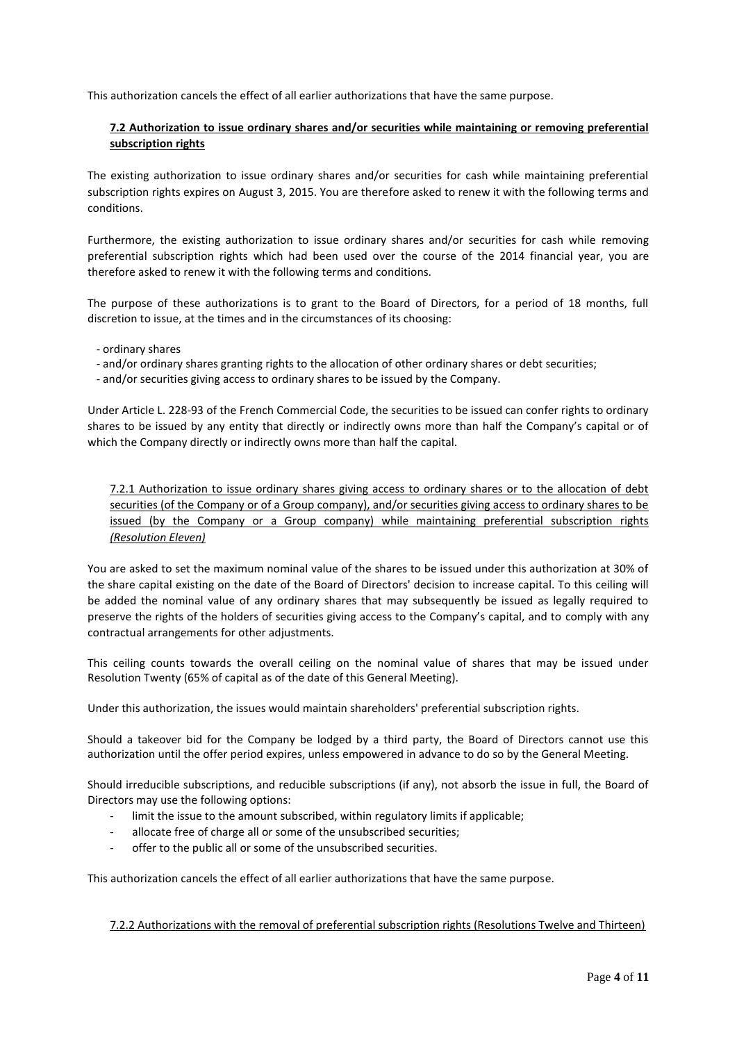This authorization cancels the effect of all earlier authorizations that have the same purpose.

### 7.2 Authorization to issue ordinary shares and/or securities while maintaining or removing preferential subscription rights

The existing authorization to issue ordinary shares and/or securities for cash while maintaining preferential subscription rights expires on August 3, 2015. You are therefore asked to renew it with the following terms and conditions.

Furthermore, the existing authorization to issue ordinary shares and/or securities for cash while removing preferential subscription rights which had been used over the course of the 2014 financial year, you are therefore asked to renew it with the following terms and conditions.

The purpose of these authorizations is to grant to the Board of Directors, for a period of 18 months, full discretion to issue, at the times and in the circumstances of its choosing:

- ordinary shares
- and/or ordinary shares granting rights to the allocation of other ordinary shares or debt securities;
- and/or securities giving access to ordinary shares to be issued by the Company.

Under Article L. 228-93 of the French Commercial Code, the securities to be issued can confer rights to ordinary shares to be issued by any entity that directly or indirectly owns more than half the Company's capital or of which the Company directly or indirectly owns more than half the capital.

#### 7.2.1 Authorization to issue ordinary shares giving access to ordinary shares or to the allocation of debt securities (of the Company or of a Group company), and/or securities giving access to ordinary shares to be issued (by the Company or a Group company) while maintaining preferential subscription rights *(Resolution Eleven)*

You are asked to set the maximum nominal value of the shares to be issued under this authorization at 30% of the share capital existing on the date of the Board of Directors' decision to increase capital. To this ceiling will be added the nominal value of any ordinary shares that may subsequently be issued as legally required to preserve the rights of the holders of securities giving access to the Company's capital, and to comply with any contractual arrangements for other adjustments.

This ceiling counts towards the overall ceiling on the nominal value of shares that may be issued under Resolution Twenty (65% of capital as of the date of this General Meeting).

Under this authorization, the issues would maintain shareholders' preferential subscription rights.

Should a takeover bid for the Company be lodged by a third party, the Board of Directors cannot use this authorization until the offer period expires, unless empowered in advance to do so by the General Meeting.

Should irreducible subscriptions, and reducible subscriptions (if any), not absorb the issue in full, the Board of Directors may use the following options:

- limit the issue to the amount subscribed, within regulatory limits if applicable;
- allocate free of charge all or some of the unsubscribed securities;
- offer to the public all or some of the unsubscribed securities.

This authorization cancels the effect of all earlier authorizations that have the same purpose.

#### 7.2.2 Authorizations with the removal of preferential subscription rights (Resolutions Twelve and Thirteen)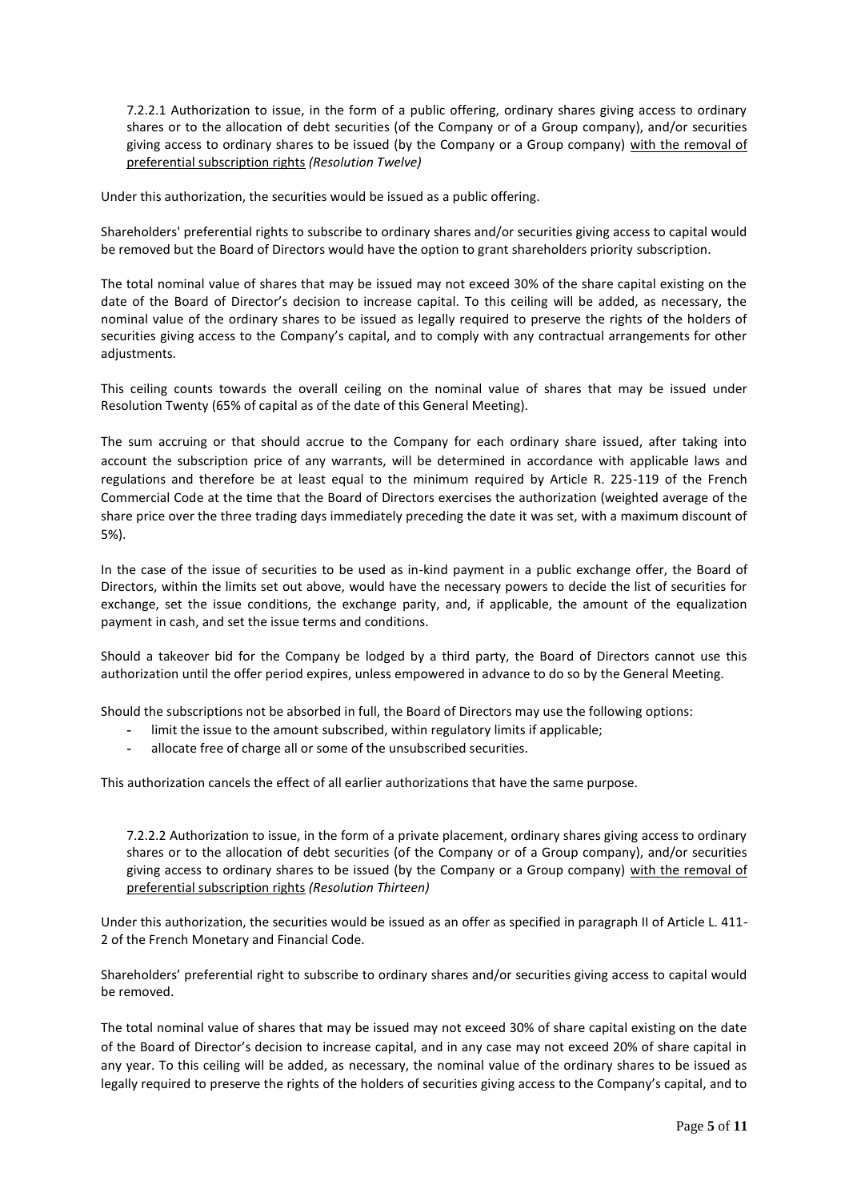7.2.2.1 Authorization to issue, in the form of a public offering, ordinary shares giving access to ordinary shares or to the allocation of debt securities (of the Company or of a Group company), and/or securities giving access to ordinary shares to be issued (by the Company or a Group company) <u>with the removal of preferential subscription rights</u> *(Resolution Twelve)*

Under this authorization, the securities would be issued as a public offering.

Shareholders' preferential rights to subscribe to ordinary shares and/or securities giving access to capital would be removed but the Board of Directors would have the option to grant shareholders priority subscription.

The total nominal value of shares that may be issued may not exceed 30% of the share capital existing on the date of the Board of Director's decision to increase capital. To this ceiling will be added, as necessary, the nominal value of the ordinary shares to be issued as legally required to preserve the rights of the holders of securities giving access to the Company's capital, and to comply with any contractual arrangements for other adjustments.

This ceiling counts towards the overall ceiling on the nominal value of shares that may be issued under Resolution Twenty (65% of capital as of the date of this General Meeting).

The sum accruing or that should accrue to the Company for each ordinary share issued, after taking into account the subscription price of any warrants, will be determined in accordance with applicable laws and regulations and therefore be at least equal to the minimum required by Article R. 225-119 of the French Commercial Code at the time that the Board of Directors exercises the authorization (weighted average of the share price over the three trading days immediately preceding the date it was set, with a maximum discount of 5%).

In the case of the issue of securities to be used as in-kind payment in a public exchange offer, the Board of Directors, within the limits set out above, would have the necessary powers to decide the list of securities for exchange, set the issue conditions, the exchange parity, and, if applicable, the amount of the equalization payment in cash, and set the issue terms and conditions.

Should a takeover bid for the Company be lodged by a third party, the Board of Directors cannot use this authorization until the offer period expires, unless empowered in advance to do so by the General Meeting.

Should the subscriptions not be absorbed in full, the Board of Directors may use the following options:

- limit the issue to the amount subscribed, within regulatory limits if applicable;
- allocate free of charge all or some of the unsubscribed securities.

This authorization cancels the effect of all earlier authorizations that have the same purpose.

7.2.2.2 Authorization to issue, in the form of a private placement, ordinary shares giving access to ordinary shares or to the allocation of debt securities (of the Company or of a Group company), and/or securities giving access to ordinary shares to be issued (by the Company or a Group company) <u>with the removal of preferential subscription rights</u> *(Resolution Thirteen)*

Under this authorization, the securities would be issued as an offer as specified in paragraph II of Article L. 411-2 of the French Monetary and Financial Code.

Shareholders' preferential right to subscribe to ordinary shares and/or securities giving access to capital would be removed.

The total nominal value of shares that may be issued may not exceed 30% of share capital existing on the date of the Board of Director's decision to increase capital, and in any case may not exceed 20% of share capital in any year. To this ceiling will be added, as necessary, the nominal value of the ordinary shares to be issued as legally required to preserve the rights of the holders of securities giving access to the Company's capital, and to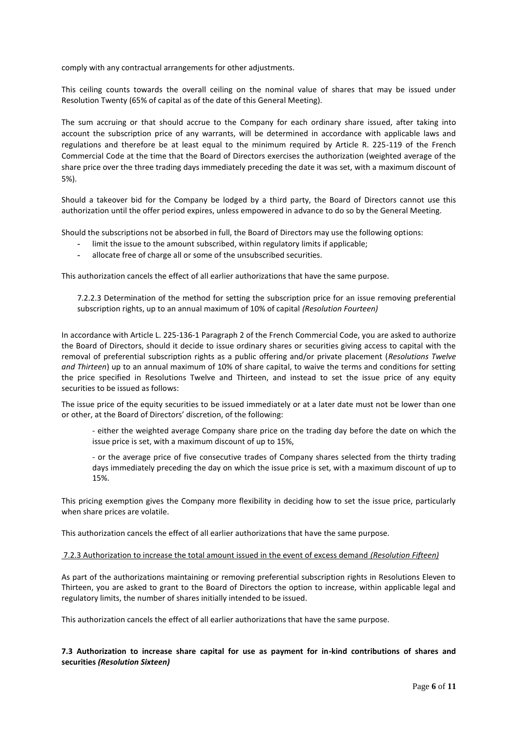comply with any contractual arrangements for other adjustments.

This ceiling counts towards the overall ceiling on the nominal value of shares that may be issued under Resolution Twenty (65% of capital as of the date of this General Meeting).

The sum accruing or that should accrue to the Company for each ordinary share issued, after taking into account the subscription price of any warrants, will be determined in accordance with applicable laws and regulations and therefore be at least equal to the minimum required by Article R. 225-119 of the French Commercial Code at the time that the Board of Directors exercises the authorization (weighted average of the share price over the three trading days immediately preceding the date it was set, with a maximum discount of 5%).

Should a takeover bid for the Company be lodged by a third party, the Board of Directors cannot use this authorization until the offer period expires, unless empowered in advance to do so by the General Meeting.

Should the subscriptions not be absorbed in full, the Board of Directors may use the following options:

- limit the issue to the amount subscribed, within regulatory limits if applicable;
- allocate free of charge all or some of the unsubscribed securities.

This authorization cancels the effect of all earlier authorizations that have the same purpose.

7.2.2.3 Determination of the method for setting the subscription price for an issue removing preferential subscription rights, up to an annual maximum of 10% of capital *(Resolution Fourteen)*

In accordance with Article L. 225-136-1 Paragraph 2 of the French Commercial Code, you are asked to authorize the Board of Directors, should it decide to issue ordinary shares or securities giving access to capital with the removal of preferential subscription rights as a public offering and/or private placement (*Resolutions Twelve and Thirteen*) up to an annual maximum of 10% of share capital, to waive the terms and conditions for setting the price specified in Resolutions Twelve and Thirteen, and instead to set the issue price of any equity securities to be issued as follows:

The issue price of the equity securities to be issued immediately or at a later date must not be lower than one or other, at the Board of Directors' discretion, of the following:

- either the weighted average Company share price on the trading day before the date on which the issue price is set, with a maximum discount of up to 15%,

- or the average price of five consecutive trades of Company shares selected from the thirty trading days immediately preceding the day on which the issue price is set, with a maximum discount of up to 15%.

This pricing exemption gives the Company more flexibility in deciding how to set the issue price, particularly when share prices are volatile.

This authorization cancels the effect of all earlier authorizations that have the same purpose.

7.2.3 Authorization to increase the total amount issued in the event of excess demand *(Resolution Fifteen)*

As part of the authorizations maintaining or removing preferential subscription rights in Resolutions Eleven to Thirteen, you are asked to grant to the Board of Directors the option to increase, within applicable legal and regulatory limits, the number of shares initially intended to be issued.

This authorization cancels the effect of all earlier authorizations that have the same purpose.

**7.3 Authorization to increase share capital for use as payment for in-kind contributions of shares and securities *(Resolution Sixteen)***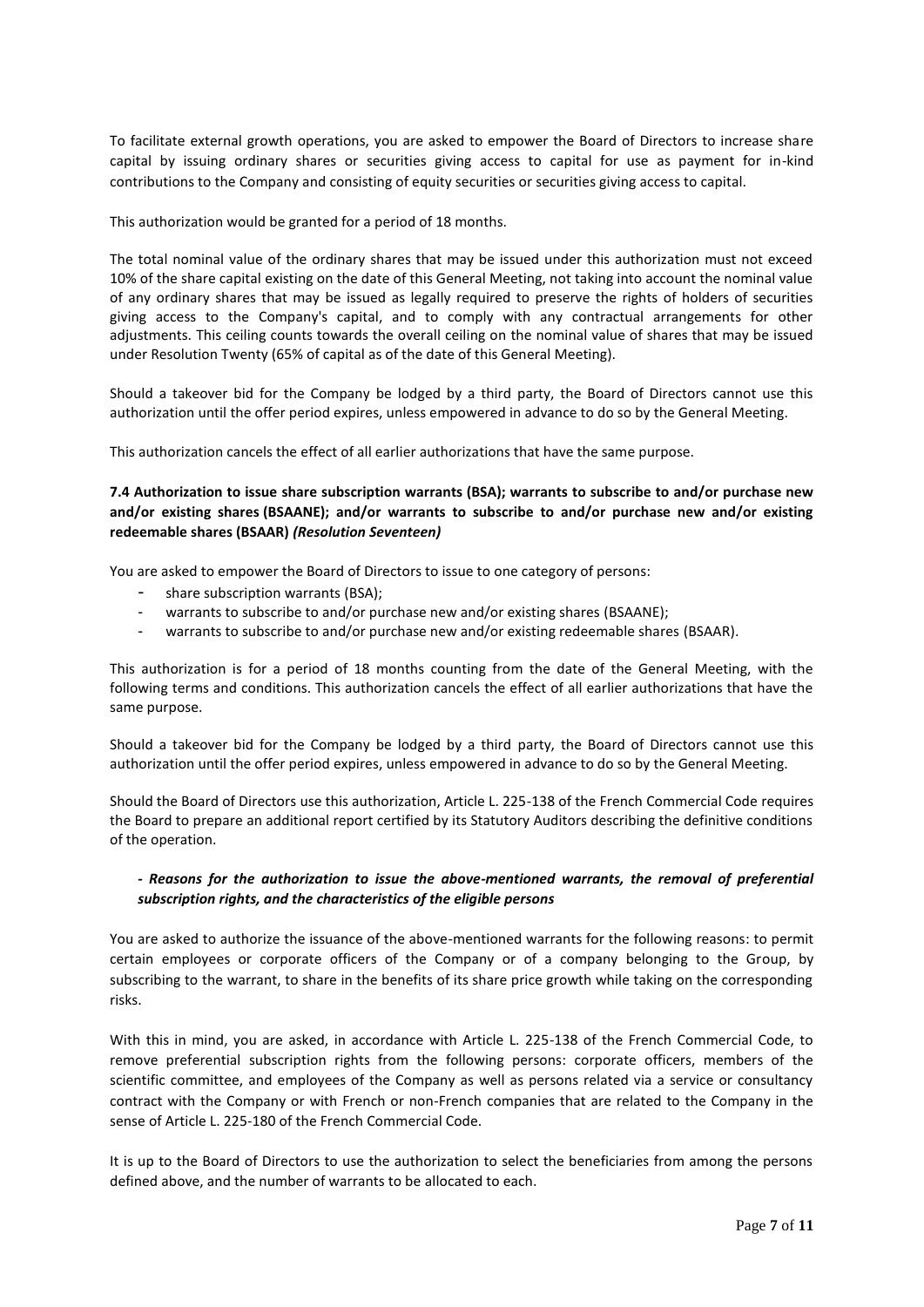To facilitate external growth operations, you are asked to empower the Board of Directors to increase share capital by issuing ordinary shares or securities giving access to capital for use as payment for in-kind contributions to the Company and consisting of equity securities or securities giving access to capital.

This authorization would be granted for a period of 18 months.

The total nominal value of the ordinary shares that may be issued under this authorization must not exceed 10% of the share capital existing on the date of this General Meeting, not taking into account the nominal value of any ordinary shares that may be issued as legally required to preserve the rights of holders of securities giving access to the Company's capital, and to comply with any contractual arrangements for other adjustments. This ceiling counts towards the overall ceiling on the nominal value of shares that may be issued under Resolution Twenty (65% of capital as of the date of this General Meeting).

Should a takeover bid for the Company be lodged by a third party, the Board of Directors cannot use this authorization until the offer period expires, unless empowered in advance to do so by the General Meeting.

This authorization cancels the effect of all earlier authorizations that have the same purpose.

### 7.4 Authorization to issue share subscription warrants (BSA); warrants to subscribe to and/or purchase new and/or existing shares (BSAANE); and/or warrants to subscribe to and/or purchase new and/or existing redeemable shares (BSAAR) *(Resolution Seventeen)*

You are asked to empower the Board of Directors to issue to one category of persons:

- share subscription warrants (BSA);
- warrants to subscribe to and/or purchase new and/or existing shares (BSAANE);
- warrants to subscribe to and/or purchase new and/or existing redeemable shares (BSAAR).

This authorization is for a period of 18 months counting from the date of the General Meeting, with the following terms and conditions. This authorization cancels the effect of all earlier authorizations that have the same purpose.

Should a takeover bid for the Company be lodged by a third party, the Board of Directors cannot use this authorization until the offer period expires, unless empowered in advance to do so by the General Meeting.

Should the Board of Directors use this authorization, Article L. 225-138 of the French Commercial Code requires the Board to prepare an additional report certified by its Statutory Auditors describing the definitive conditions of the operation.

**- *Reasons for the authorization to issue the above-mentioned warrants, the removal of preferential subscription rights, and the characteristics of the eligible persons***

You are asked to authorize the issuance of the above-mentioned warrants for the following reasons: to permit certain employees or corporate officers of the Company or of a company belonging to the Group, by subscribing to the warrant, to share in the benefits of its share price growth while taking on the corresponding risks.

With this in mind, you are asked, in accordance with Article L. 225-138 of the French Commercial Code, to remove preferential subscription rights from the following persons: corporate officers, members of the scientific committee, and employees of the Company as well as persons related via a service or consultancy contract with the Company or with French or non-French companies that are related to the Company in the sense of Article L. 225-180 of the French Commercial Code.

It is up to the Board of Directors to use the authorization to select the beneficiaries from among the persons defined above, and the number of warrants to be allocated to each.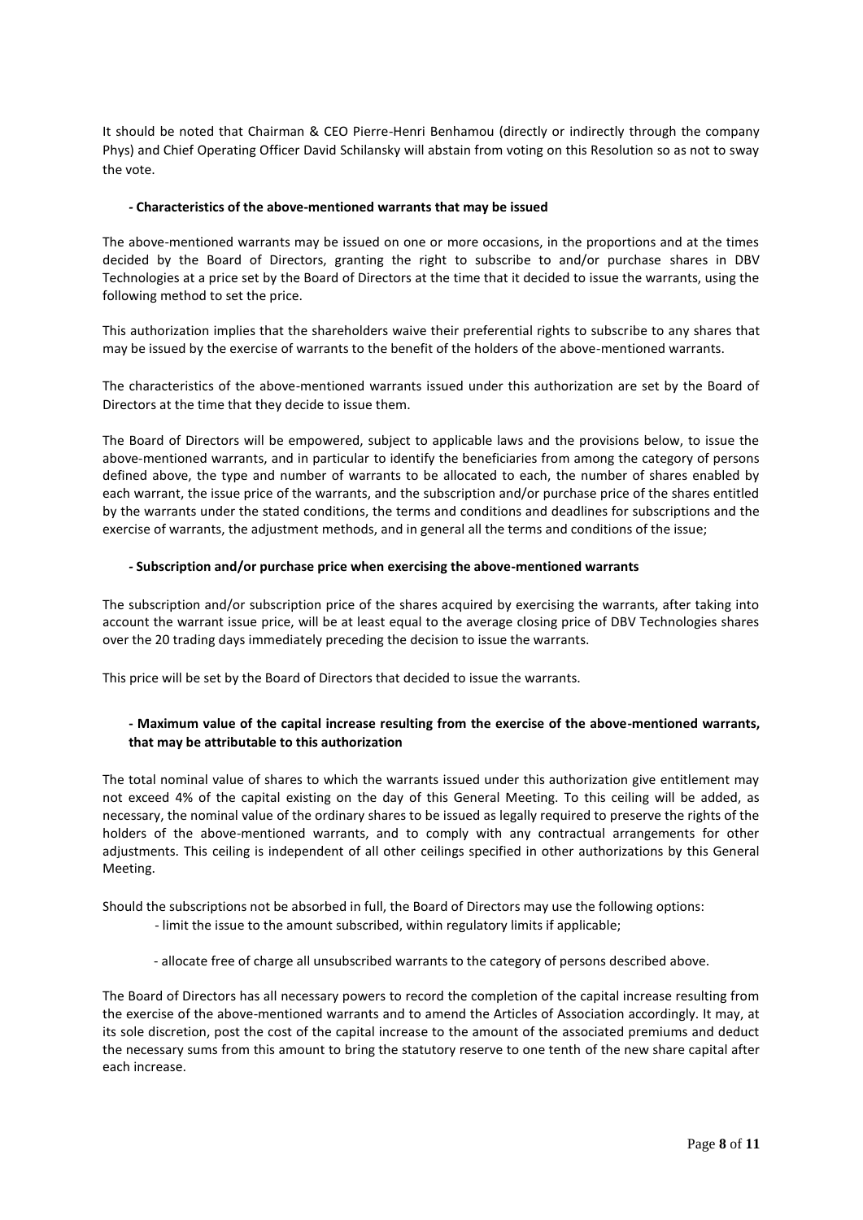It should be noted that Chairman & CEO Pierre-Henri Benhamou (directly or indirectly through the company Phys) and Chief Operating Officer David Schilansky will abstain from voting on this Resolution so as not to sway the vote.

**- Characteristics of the above-mentioned warrants that may be issued**

The above-mentioned warrants may be issued on one or more occasions, in the proportions and at the times decided by the Board of Directors, granting the right to subscribe to and/or purchase shares in DBV Technologies at a price set by the Board of Directors at the time that it decided to issue the warrants, using the following method to set the price.

This authorization implies that the shareholders waive their preferential rights to subscribe to any shares that may be issued by the exercise of warrants to the benefit of the holders of the above-mentioned warrants.

The characteristics of the above-mentioned warrants issued under this authorization are set by the Board of Directors at the time that they decide to issue them.

The Board of Directors will be empowered, subject to applicable laws and the provisions below, to issue the above-mentioned warrants, and in particular to identify the beneficiaries from among the category of persons defined above, the type and number of warrants to be allocated to each, the number of shares enabled by each warrant, the issue price of the warrants, and the subscription and/or purchase price of the shares entitled by the warrants under the stated conditions, the terms and conditions and deadlines for subscriptions and the exercise of warrants, the adjustment methods, and in general all the terms and conditions of the issue;

**- Subscription and/or purchase price when exercising the above-mentioned warrants**

The subscription and/or subscription price of the shares acquired by exercising the warrants, after taking into account the warrant issue price, will be at least equal to the average closing price of DBV Technologies shares over the 20 trading days immediately preceding the decision to issue the warrants.

This price will be set by the Board of Directors that decided to issue the warrants.

**- Maximum value of the capital increase resulting from the exercise of the above-mentioned warrants, that may be attributable to this authorization**

The total nominal value of shares to which the warrants issued under this authorization give entitlement may not exceed 4% of the capital existing on the day of this General Meeting. To this ceiling will be added, as necessary, the nominal value of the ordinary shares to be issued as legally required to preserve the rights of the holders of the above-mentioned warrants, and to comply with any contractual arrangements for other adjustments. This ceiling is independent of all other ceilings specified in other authorizations by this General Meeting.

Should the subscriptions not be absorbed in full, the Board of Directors may use the following options:

- limit the issue to the amount subscribed, within regulatory limits if applicable;
- allocate free of charge all unsubscribed warrants to the category of persons described above.

The Board of Directors has all necessary powers to record the completion of the capital increase resulting from the exercise of the above-mentioned warrants and to amend the Articles of Association accordingly. It may, at its sole discretion, post the cost of the capital increase to the amount of the associated premiums and deduct the necessary sums from this amount to bring the statutory reserve to one tenth of the new share capital after each increase.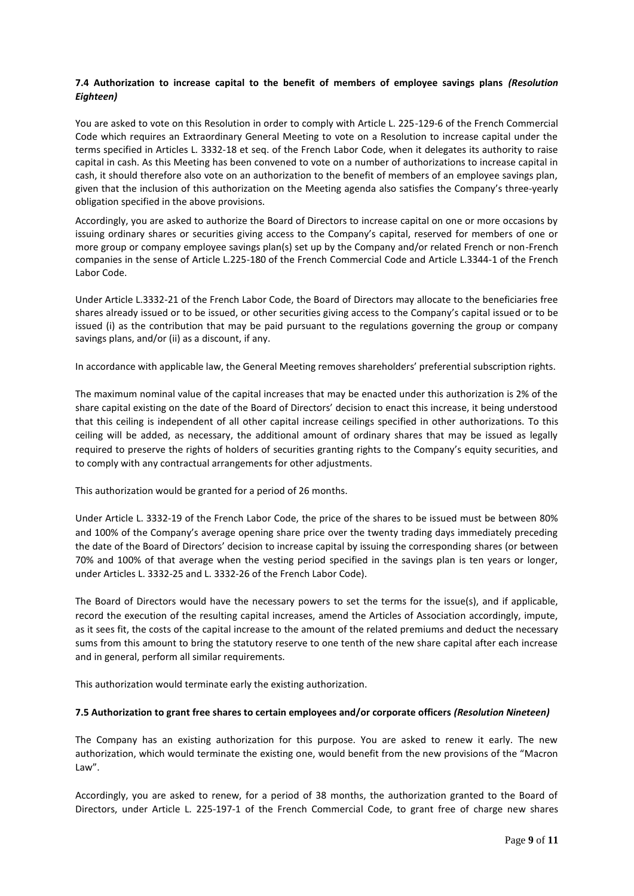### 7.4 Authorization to increase capital to the benefit of members of employee savings plans *(Resolution Eighteen)*

You are asked to vote on this Resolution in order to comply with Article L. 225-129-6 of the French Commercial Code which requires an Extraordinary General Meeting to vote on a Resolution to increase capital under the terms specified in Articles L. 3332-18 et seq. of the French Labor Code, when it delegates its authority to raise capital in cash. As this Meeting has been convened to vote on a number of authorizations to increase capital in cash, it should therefore also vote on an authorization to the benefit of members of an employee savings plan, given that the inclusion of this authorization on the Meeting agenda also satisfies the Company's three-yearly obligation specified in the above provisions.

Accordingly, you are asked to authorize the Board of Directors to increase capital on one or more occasions by issuing ordinary shares or securities giving access to the Company's capital, reserved for members of one or more group or company employee savings plan(s) set up by the Company and/or related French or non-French companies in the sense of Article L.225-180 of the French Commercial Code and Article L.3344-1 of the French Labor Code.

Under Article L.3332-21 of the French Labor Code, the Board of Directors may allocate to the beneficiaries free shares already issued or to be issued, or other securities giving access to the Company's capital issued or to be issued (i) as the contribution that may be paid pursuant to the regulations governing the group or company savings plans, and/or (ii) as a discount, if any.

In accordance with applicable law, the General Meeting removes shareholders' preferential subscription rights.

The maximum nominal value of the capital increases that may be enacted under this authorization is 2% of the share capital existing on the date of the Board of Directors' decision to enact this increase, it being understood that this ceiling is independent of all other capital increase ceilings specified in other authorizations. To this ceiling will be added, as necessary, the additional amount of ordinary shares that may be issued as legally required to preserve the rights of holders of securities granting rights to the Company's equity securities, and to comply with any contractual arrangements for other adjustments.

This authorization would be granted for a period of 26 months.

Under Article L. 3332-19 of the French Labor Code, the price of the shares to be issued must be between 80% and 100% of the Company's average opening share price over the twenty trading days immediately preceding the date of the Board of Directors' decision to increase capital by issuing the corresponding shares (or between 70% and 100% of that average when the vesting period specified in the savings plan is ten years or longer, under Articles L. 3332-25 and L. 3332-26 of the French Labor Code).

The Board of Directors would have the necessary powers to set the terms for the issue(s), and if applicable, record the execution of the resulting capital increases, amend the Articles of Association accordingly, impute, as it sees fit, the costs of the capital increase to the amount of the related premiums and deduct the necessary sums from this amount to bring the statutory reserve to one tenth of the new share capital after each increase and in general, perform all similar requirements.

This authorization would terminate early the existing authorization.

### 7.5 Authorization to grant free shares to certain employees and/or corporate officers *(Resolution Nineteen)*

The Company has an existing authorization for this purpose. You are asked to renew it early. The new authorization, which would terminate the existing one, would benefit from the new provisions of the "Macron Law".

Accordingly, you are asked to renew, for a period of 38 months, the authorization granted to the Board of Directors, under Article L. 225-197-1 of the French Commercial Code, to grant free of charge new shares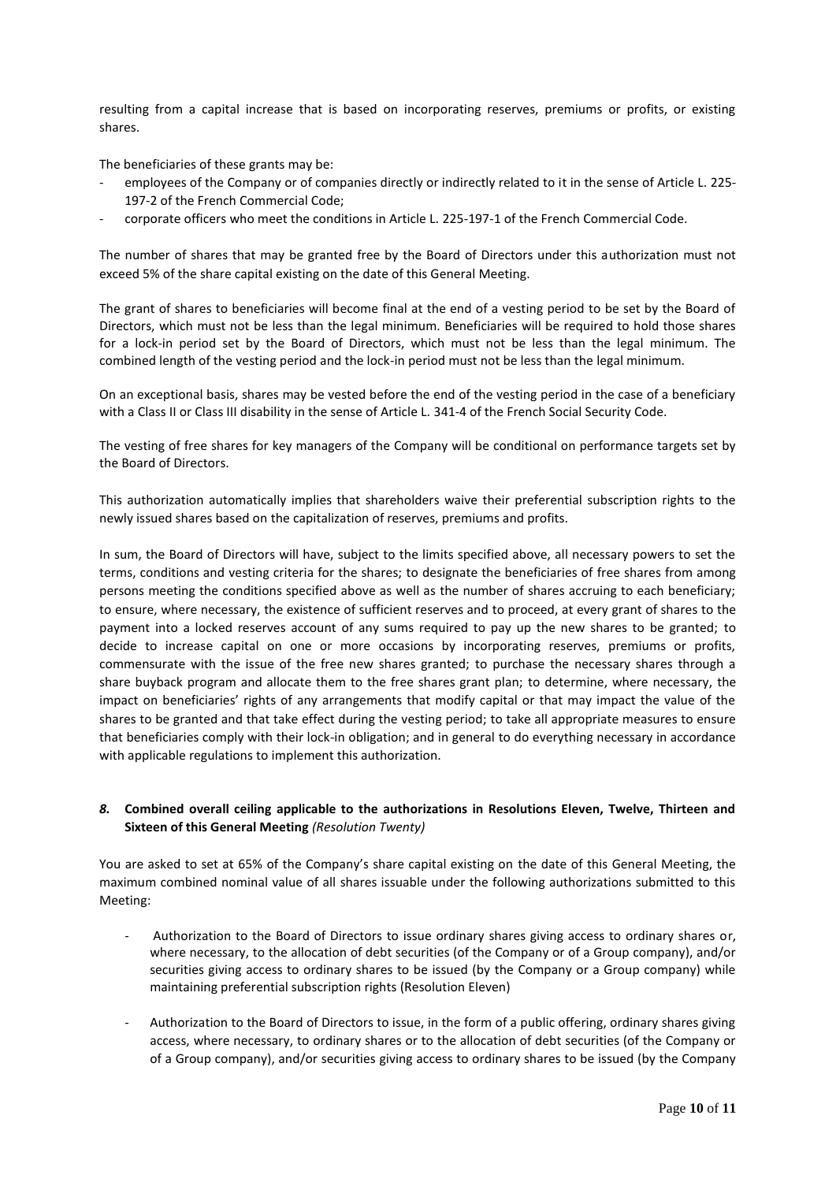resulting from a capital increase that is based on incorporating reserves, premiums or profits, or existing shares.

The beneficiaries of these grants may be:

- employees of the Company or of companies directly or indirectly related to it in the sense of Article L. 225-197-2 of the French Commercial Code;
- corporate officers who meet the conditions in Article L. 225-197-1 of the French Commercial Code.

The number of shares that may be granted free by the Board of Directors under this authorization must not exceed 5% of the share capital existing on the date of this General Meeting.

The grant of shares to beneficiaries will become final at the end of a vesting period to be set by the Board of Directors, which must not be less than the legal minimum. Beneficiaries will be required to hold those shares for a lock-in period set by the Board of Directors, which must not be less than the legal minimum. The combined length of the vesting period and the lock-in period must not be less than the legal minimum.

On an exceptional basis, shares may be vested before the end of the vesting period in the case of a beneficiary with a Class II or Class III disability in the sense of Article L. 341-4 of the French Social Security Code.

The vesting of free shares for key managers of the Company will be conditional on performance targets set by the Board of Directors.

This authorization automatically implies that shareholders waive their preferential subscription rights to the newly issued shares based on the capitalization of reserves, premiums and profits.

In sum, the Board of Directors will have, subject to the limits specified above, all necessary powers to set the terms, conditions and vesting criteria for the shares; to designate the beneficiaries of free shares from among persons meeting the conditions specified above as well as the number of shares accruing to each beneficiary; to ensure, where necessary, the existence of sufficient reserves and to proceed, at every grant of shares to the payment into a locked reserves account of any sums required to pay up the new shares to be granted; to decide to increase capital on one or more occasions by incorporating reserves, premiums or profits, commensurate with the issue of the free new shares granted; to purchase the necessary shares through a share buyback program and allocate them to the free shares grant plan; to determine, where necessary, the impact on beneficiaries' rights of any arrangements that modify capital or that may impact the value of the shares to be granted and that take effect during the vesting period; to take all appropriate measures to ensure that beneficiaries comply with their lock-in obligation; and in general to do everything necessary in accordance with applicable regulations to implement this authorization.

### *8.* **Combined overall ceiling applicable to the authorizations in Resolutions Eleven, Twelve, Thirteen and Sixteen of this General Meeting** *(Resolution Twenty)*

You are asked to set at 65% of the Company's share capital existing on the date of this General Meeting, the maximum combined nominal value of all shares issuable under the following authorizations submitted to this Meeting:

- Authorization to the Board of Directors to issue ordinary shares giving access to ordinary shares or, where necessary, to the allocation of debt securities (of the Company or of a Group company), and/or securities giving access to ordinary shares to be issued (by the Company or a Group company) while maintaining preferential subscription rights (Resolution Eleven)

- Authorization to the Board of Directors to issue, in the form of a public offering, ordinary shares giving access, where necessary, to ordinary shares or to the allocation of debt securities (of the Company or of a Group company), and/or securities giving access to ordinary shares to be issued (by the Company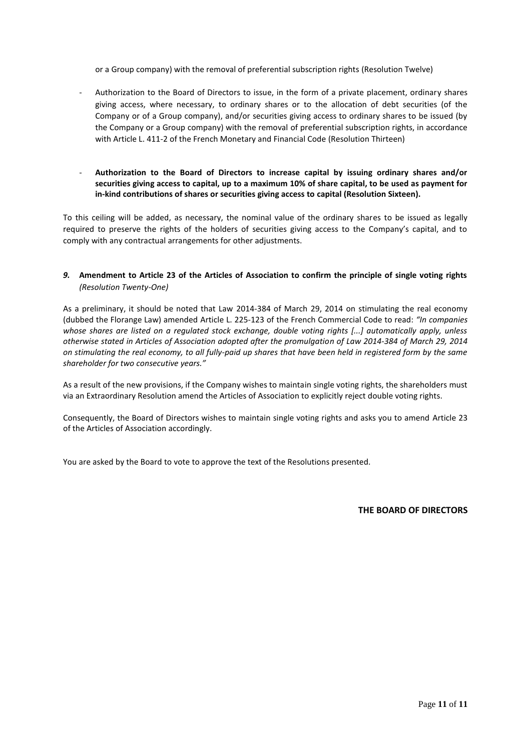or a Group company) with the removal of preferential subscription rights (Resolution Twelve)

- Authorization to the Board of Directors to issue, in the form of a private placement, ordinary shares giving access, where necessary, to ordinary shares or to the allocation of debt securities (of the Company or of a Group company), and/or securities giving access to ordinary shares to be issued (by the Company or a Group company) with the removal of preferential subscription rights, in accordance with Article L. 411-2 of the French Monetary and Financial Code (Resolution Thirteen)

- **Authorization to the Board of Directors to increase capital by issuing ordinary shares and/or securities giving access to capital, up to a maximum 10% of share capital, to be used as payment for in-kind contributions of shares or securities giving access to capital (Resolution Sixteen).**

To this ceiling will be added, as necessary, the nominal value of the ordinary shares to be issued as legally required to preserve the rights of the holders of securities giving access to the Company's capital, and to comply with any contractual arrangements for other adjustments.

### *9.* Amendment to Article 23 of the Articles of Association to confirm the principle of single voting rights *(Resolution Twenty-One)*

As a preliminary, it should be noted that Law 2014-384 of March 29, 2014 on stimulating the real economy (dubbed the Florange Law) amended Article L. 225-123 of the French Commercial Code to read: *"In companies whose shares are listed on a regulated stock exchange, double voting rights [...] automatically apply, unless otherwise stated in Articles of Association adopted after the promulgation of Law 2014-384 of March 29, 2014 on stimulating the real economy, to all fully-paid up shares that have been held in registered form by the same shareholder for two consecutive years."*

As a result of the new provisions, if the Company wishes to maintain single voting rights, the shareholders must via an Extraordinary Resolution amend the Articles of Association to explicitly reject double voting rights.

Consequently, the Board of Directors wishes to maintain single voting rights and asks you to amend Article 23 of the Articles of Association accordingly.

You are asked by the Board to vote to approve the text of the Resolutions presented.

**THE BOARD OF DIRECTORS**